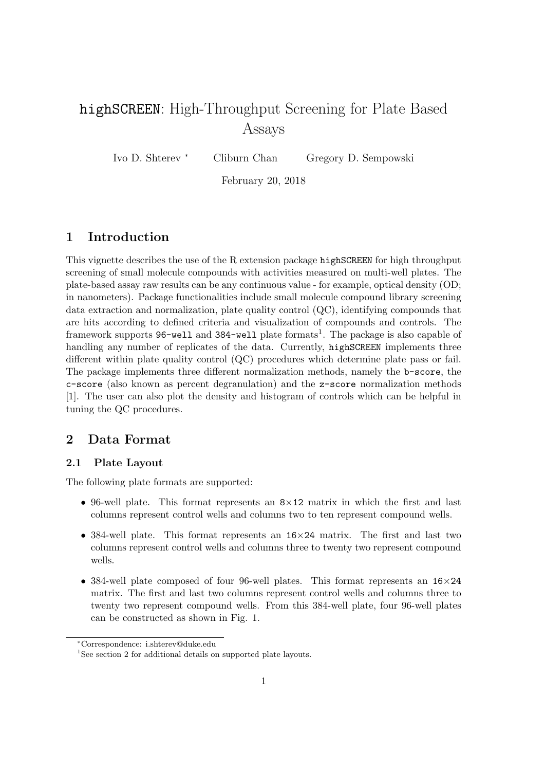# `highSCREEN`: High-Throughput Screening for Plate Based Assays

Ivo D. Shterev [*] Cliburn Chan Gregory D. Sempowski

February 20, 2018

## 1 Introduction

This vignette describes the use of the R extension package `highSCREEN` for high throughput screening of small molecule compounds with activities measured on multi-well plates. The plate-based assay raw results can be any continuous value - for example, optical density (OD; in nanometers). Package functionalities include small molecule compound library screening data extraction and normalization, plate quality control (QC), identifying compounds that are hits according to defined criteria and visualization of compounds and controls. The framework supports `96-well` and `384-well` plate formats[1]. The package is also capable of handling any number of replicates of the data. Currently, `highSCREEN` implements three different within plate quality control (QC) procedures which determine plate pass or fail. The package implements three different normalization methods, namely the `b-score`, the `c-score` (also known as percent degranulation) and the `z-score` normalization methods [1]. The user can also plot the density and histogram of controls which can be helpful in tuning the QC procedures.

## 2 Data Format

### 2.1 Plate Layout

The following plate formats are supported:

- 96-well plate. This format represents an `8`×`12` matrix in which the first and last columns represent control wells and columns two to ten represent compound wells.
- 384-well plate. This format represents an `16`×`24` matrix. The first and last two columns represent control wells and columns three to twenty two represent compound wells.
- 384-well plate composed of four 96-well plates. This format represents an `16`×`24` matrix. The first and last two columns represent control wells and columns three to twenty two represent compound wells. From this 384-well plate, four 96-well plates can be constructed as shown in Fig. 1.

---

[*] Correspondence: i.shterev@duke.edu

[1] See section 2 for additional details on supported plate layouts.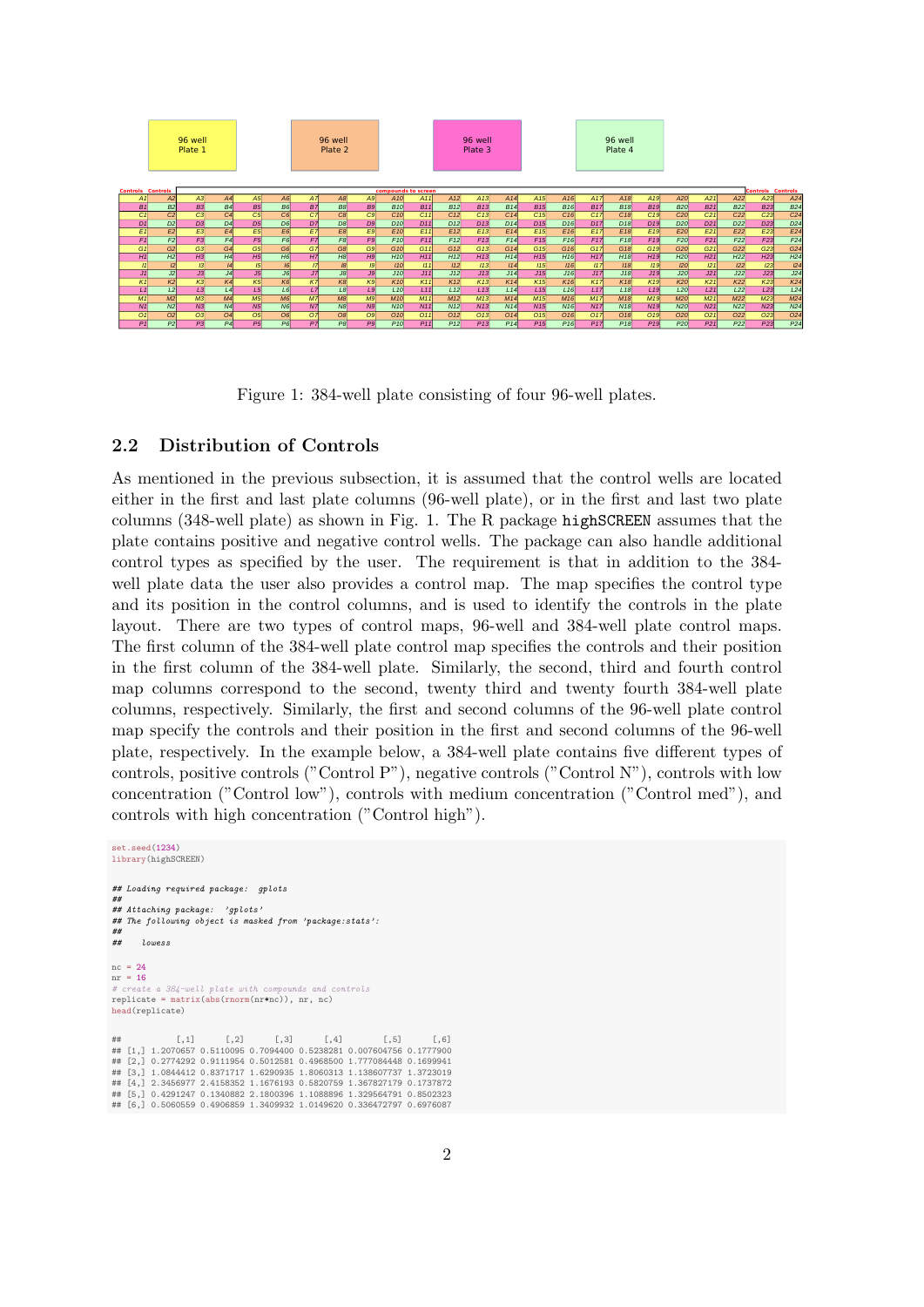| 96 well Plate 1 | 96 well Plate 2 | 96 well Plate 3 | 96 well Plate 4 |
|---|---|---|---|

| Controls | Controls | compounds to screen | | | | | | | | | | | | | | | | | | | | Controls | Controls |
|---|---|---|---|---|---|---|---|---|---|---|---|---|---|---|---|---|---|---|---|---|---|---|---|
| A1 | A2 | A3 | A4 | A5 | A6 | A7 | A8 | A9 | A10 | A11 | A12 | A13 | A14 | A15 | A16 | A17 | A18 | A19 | A20 | A21 | A22 | A23 | A24 |
| B1 | B2 | B3 | B4 | B5 | B6 | B7 | B8 | B9 | B10 | B11 | B12 | B13 | B14 | B15 | B16 | B17 | B18 | B19 | B20 | B21 | B22 | B23 | B24 |
| C1 | C2 | C3 | C4 | C5 | C6 | C7 | C8 | C9 | C10 | C11 | C12 | C13 | C14 | C15 | C16 | C17 | C18 | C19 | C20 | C21 | C22 | C23 | C24 |
| D1 | D2 | D3 | D4 | D5 | D6 | D7 | D8 | D9 | D10 | D11 | D12 | D13 | D14 | D15 | D16 | D17 | D18 | D19 | D20 | D21 | D22 | D23 | D24 |
| E1 | E2 | E3 | E4 | E5 | E6 | E7 | E8 | E9 | E10 | E11 | E12 | E13 | E14 | E15 | E16 | E17 | E18 | E19 | E20 | E21 | E22 | E23 | E24 |
| F1 | F2 | F3 | F4 | F5 | F6 | F7 | F8 | F9 | F10 | F11 | F12 | F13 | F14 | F15 | F16 | F17 | F18 | F19 | F20 | F21 | F22 | F23 | F24 |
| G1 | G2 | G3 | G4 | G5 | G6 | G7 | G8 | G9 | G10 | G11 | G12 | G13 | G14 | G15 | G16 | G17 | G18 | G19 | G20 | G21 | G22 | G23 | G24 |
| H1 | H2 | H3 | H4 | H5 | H6 | H7 | H8 | H9 | H10 | H11 | H12 | H13 | H14 | H15 | H16 | H17 | H18 | H19 | H20 | H21 | H22 | H23 | H24 |
| I1 | I2 | I3 | I4 | I5 | I6 | I7 | I8 | I9 | I10 | I11 | I12 | I13 | I14 | I15 | I16 | I17 | I18 | I19 | I20 | I21 | I22 | I23 | I24 |
| J1 | J2 | J3 | J4 | J5 | J6 | J7 | J8 | J9 | J10 | J11 | J12 | J13 | J14 | J15 | J16 | J17 | J18 | J19 | J20 | J21 | J22 | J23 | J24 |
| K1 | K2 | K3 | K4 | K5 | K6 | K7 | K8 | K9 | K10 | K11 | K12 | K13 | K14 | K15 | K16 | K17 | K18 | K19 | K20 | K21 | K22 | K23 | K24 |
| L1 | L2 | L3 | L4 | L5 | L6 | L7 | L8 | L9 | L10 | L11 | L12 | L13 | L14 | L15 | L16 | L17 | L18 | L19 | L20 | L21 | L22 | L23 | L24 |
| M1 | M2 | M3 | M4 | M5 | M6 | M7 | M8 | M9 | M10 | M11 | M12 | M13 | M14 | M15 | M16 | M17 | M18 | M19 | M20 | M21 | M22 | M23 | M24 |
| N1 | N2 | N3 | N4 | N5 | N6 | N7 | N8 | N9 | N10 | N11 | N12 | N13 | N14 | N15 | N16 | N17 | N18 | N19 | N20 | N21 | N22 | N23 | N24 |
| O1 | O2 | O3 | O4 | O5 | O6 | O7 | O8 | O9 | O10 | O11 | O12 | O13 | O14 | O15 | O16 | O17 | O18 | O19 | O20 | O21 | O22 | O23 | O24 |
| P1 | P2 | P3 | P4 | P5 | P6 | P7 | P8 | P9 | P10 | P11 | P12 | P13 | P14 | P15 | P16 | P17 | P18 | P19 | P20 | P21 | P22 | P23 | P24 |

Figure 1: 384-well plate consisting of four 96-well plates.

## 2.2 Distribution of Controls

As mentioned in the previous subsection, it is assumed that the control wells are located either in the first and last plate columns (96-well plate), or in the first and last two plate columns (348-well plate) as shown in Fig. 1. The R package `highSCREEN` assumes that the plate contains positive and negative control wells. The package can also handle additional control types as specified by the user. The requirement is that in addition to the 384-well plate data the user also provides a control map. The map specifies the control type and its position in the control columns, and is used to identify the controls in the plate layout. There are two types of control maps, 96-well and 384-well plate control maps. The first column of the 384-well plate control map specifies the controls and their position in the first column of the 384-well plate. Similarly, the second, third and fourth control map columns correspond to the second, twenty third and twenty fourth 384-well plate columns, respectively. Similarly, the first and second columns of the 96-well plate control map specify the controls and their position in the first and second columns of the 96-well plate, respectively. In the example below, a 384-well plate contains five different types of controls, positive controls ("Control P"), negative controls ("Control N"), controls with low concentration ("Control low"), controls with medium concentration ("Control med"), and controls with high concentration ("Control high").

```
set.seed(1234)
library(highSCREEN)

## Loading required package:  gplots
##
## Attaching package:  'gplots'
## The following object is masked from 'package:stats':
##
##     lowess

nc = 24
nr = 16
# create a 384-well plate with compounds and controls
replicate = matrix(abs(rnorm(nr*nc)), nr, nc)
head(replicate)

##           [,1]      [,2]      [,3]      [,4]        [,5]      [,6]
## [1,] 1.2070657 0.5110095 0.7094400 0.5238281 0.007604756 0.1777900
## [2,] 0.2774292 0.9111954 0.5012581 0.4968500 1.777084448 0.1699941
## [3,] 1.0844412 0.8371717 1.6290935 1.8060313 1.138607737 1.3723019
## [4,] 2.3456977 2.4158352 1.1676193 0.5820759 1.367827179 0.1737872
## [5,] 0.4291247 0.1340882 2.1800396 1.1088896 1.329564791 0.8502323
## [6,] 0.5060559 0.4906859 1.3409932 1.0149620 0.336472797 0.6976087
```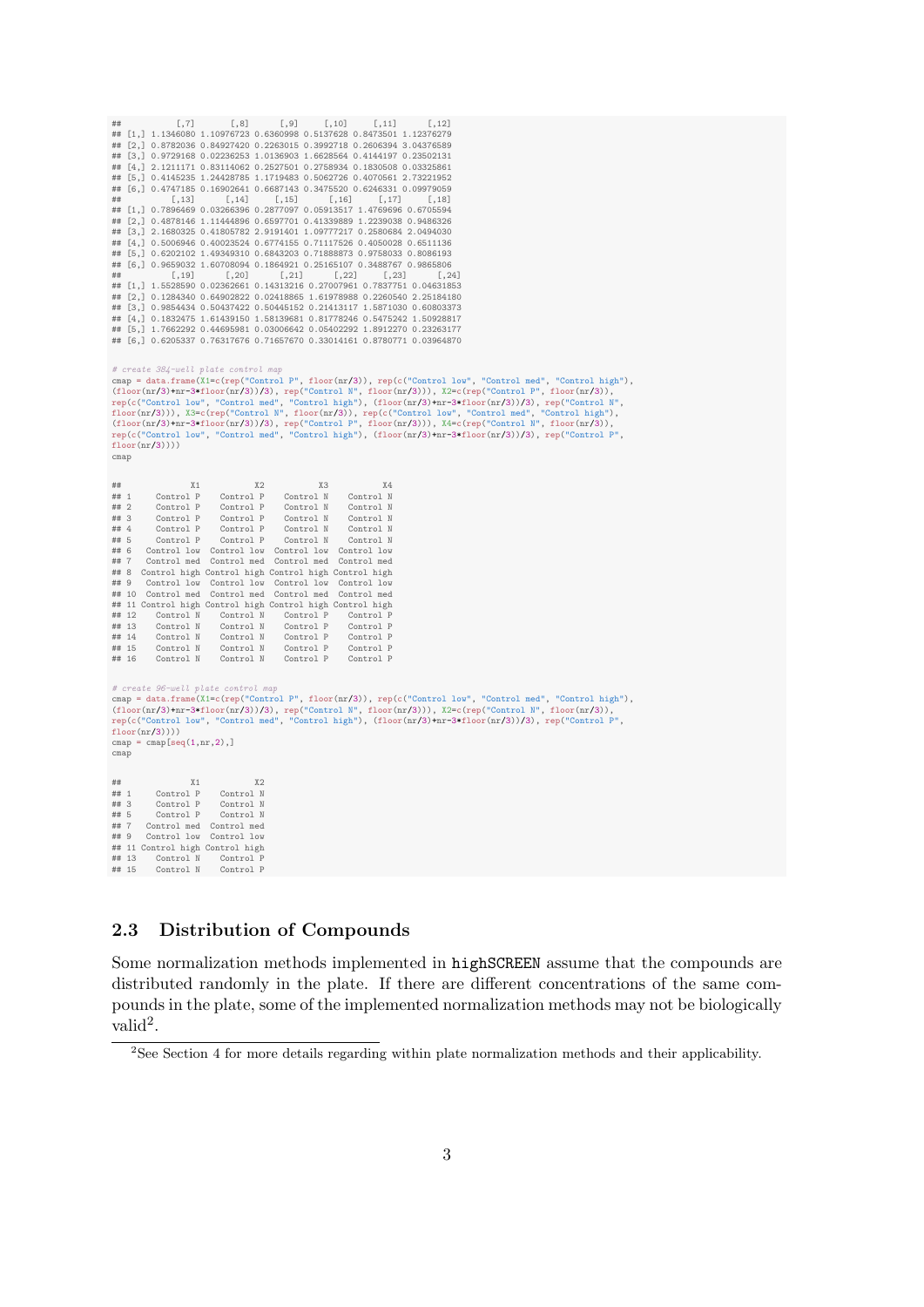```
##          [,7]       [,8]      [,9]     [,10]     [,11]      [,12]
## [1,] 1.1346080 1.10976723 0.6360998 0.5137628 0.8473501 1.12376279
## [2,] 0.8782036 0.84927420 0.2263015 0.3992718 0.2606394 3.04376589
## [3,] 0.9729168 0.02236253 1.0136903 1.6628564 0.4144197 0.23502131
## [4,] 2.1211171 0.83114062 0.2527501 0.2758934 0.1830508 0.03325861
## [5,] 0.4145235 1.24428785 1.1719483 0.5062726 0.4070561 2.73221952
## [6,] 0.4747185 0.16902641 0.6687143 0.3475520 0.6246331 0.09979059
##          [,13]      [,14]     [,15]      [,16]     [,17]     [,18]
## [1,] 0.7896469 0.03266396 0.2877097 0.05913517 1.4769696 0.6705594
## [2,] 0.4878146 1.11444896 0.6597701 0.41339889 1.2239038 0.9486326
## [3,] 2.1680325 0.41805782 2.9191401 1.09777217 0.2580684 2.0494030
## [4,] 0.5006946 0.40023524 0.6774155 0.71117526 0.4050028 0.6511136
## [5,] 0.6202102 1.49349310 0.6843203 0.71888873 0.9758033 0.8086193
## [6,] 0.9659032 1.60708094 0.1864921 0.25165107 0.3488767 0.9865806
##          [,19]      [,20]      [,21]      [,22]     [,23]      [,24]
## [1,] 1.5528590 0.02362661 0.14313216 0.27007961 0.7837751 0.04631853
## [2,] 0.1284340 0.64902822 0.02418865 1.61978988 0.2260540 2.25184180
## [3,] 0.9854434 0.50437422 0.50445152 0.21413117 1.5871030 0.60803373
## [4,] 0.1832475 1.61439150 1.58139681 0.81778246 0.5475242 1.50928817
## [5,] 1.7662292 0.44695981 0.03006642 0.05402292 1.8912270 0.23263177
## [6,] 0.6205337 0.76317676 0.71657670 0.33014161 0.8780771 0.03964870
```

```
# create 384-well plate control map
cmap = data.frame(X1=c(rep("Control P", floor(nr/3)), rep(c("Control low", "Control med", "Control high"),
(floor(nr/3)+nr-3*floor(nr/3))/3), rep("Control N", floor(nr/3))), X2=c(rep("Control P", floor(nr/3)),
rep(c("Control low", "Control med", "Control high"), (floor(nr/3)+nr-3*floor(nr/3))/3), rep("Control N",
floor(nr/3))), X3=c(rep("Control N", floor(nr/3)), rep(c("Control low", "Control med", "Control high"),
(floor(nr/3)+nr-3*floor(nr/3))/3), rep("Control P", floor(nr/3))), X4=c(rep("Control N", floor(nr/3)),
rep(c("Control low", "Control med", "Control high"), (floor(nr/3)+nr-3*floor(nr/3))/3), rep("Control P",
floor(nr/3))))
cmap
```

```
##              X1           X2           X3           X4
## 1     Control P    Control P    Control N    Control N
## 2     Control P    Control P    Control N    Control N
## 3     Control P    Control P    Control N    Control N
## 4     Control P    Control P    Control N    Control N
## 5     Control P    Control P    Control N    Control N
## 6   Control low  Control low  Control low  Control low
## 7   Control med  Control med  Control med  Control med
## 8  Control high Control high Control high Control high
## 9   Control low  Control low  Control low  Control low
## 10  Control med  Control med  Control med  Control med
## 11 Control high Control high Control high Control high
## 12    Control N    Control N    Control P    Control P
## 13    Control N    Control N    Control P    Control P
## 14    Control N    Control N    Control P    Control P
## 15    Control N    Control N    Control P    Control P
## 16    Control N    Control N    Control P    Control P
```

```
# create 96-well plate control map
cmap = data.frame(X1=c(rep("Control P", floor(nr/3)), rep(c("Control low", "Control med", "Control high"),
(floor(nr/3)+nr-3*floor(nr/3))/3), rep("Control N", floor(nr/3))), X2=c(rep("Control N", floor(nr/3)),
rep(c("Control low", "Control med", "Control high"), (floor(nr/3)+nr-3*floor(nr/3))/3), rep("Control P",
floor(nr/3))))
cmap = cmap[seq(1,nr,2),]
cmap
```

```
##              X1           X2
## 1     Control P    Control N
## 3     Control P    Control N
## 5     Control P    Control N
## 7   Control med  Control med
## 9   Control low  Control low
## 11 Control high Control high
## 13    Control N    Control P
## 15    Control N    Control P
```

### 2.3 Distribution of Compounds

Some normalization methods implemented in `highSCREEN` assume that the compounds are distributed randomly in the plate. If there are different concentrations of the same compounds in the plate, some of the implemented normalization methods may not be biologically valid[2].

[2] See Section 4 for more details regarding within plate normalization methods and their applicability.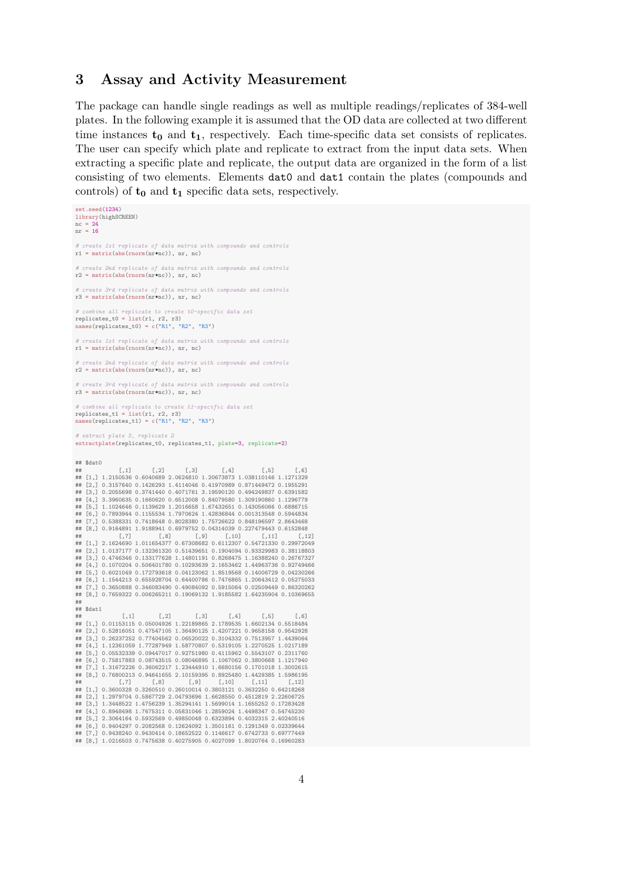## 3 Assay and Activity Measurement

The package can handle single readings as well as multiple readings/replicates of 384-well plates. In the following example it is assumed that the OD data are collected at two different time instances $\mathbf{t_0}$ and $\mathbf{t_1}$, respectively. Each time-specific data set consists of replicates. The user can specify which plate and replicate to extract from the input data sets. When extracting a specific plate and replicate, the output data are organized in the form of a list consisting of two elements. Elements `dat0` and `dat1` contain the plates (compounds and controls) of $\mathbf{t_0}$ and $\mathbf{t_1}$ specific data sets, respectively.

```
set.seed(1234)
library(highSCREEN)
nc = 24
nr = 16

# create 1st replicate of data matrix with compounds and controls
r1 = matrix(abs(rnorm(nr*nc)), nr, nc)

# create 2nd replicate of data matrix with compounds and controls
r2 = matrix(abs(rnorm(nr*nc)), nr, nc)

# create 3rd replicate of data matrix with compounds and controls
r3 = matrix(abs(rnorm(nr*nc)), nr, nc)

# combine all replicate to create t0-specific data set
replicates_t0 = list(r1, r2, r3)
names(replicates_t0) = c("R1", "R2", "R3")

# create 1st replicate of data matrix with compounds and controls
r1 = matrix(abs(rnorm(nr*nc)), nr, nc)

# create 2nd replicate of data matrix with compounds and controls
r2 = matrix(abs(rnorm(nr*nc)), nr, nc)

# create 3rd replicate of data matrix with compounds and controls
r3 = matrix(abs(rnorm(nr*nc)), nr, nc)

# combine all replicate to create t1-specific data set
replicates_t1 = list(r1, r2, r3)
names(replicates_t1) = c("R1", "R2", "R3")

# extract plate 3, replicate 2
extractplate(replicates_t0, replicates_t1, plate=3, replicate=2)

## $dat0
##           [,1]      [,2]      [,3]       [,4]        [,5]      [,6]
## [1,] 1.2150536 0.6040689 2.0624810 1.20673873 1.038110146 1.1271329
## [2,] 0.3157640 0.1426293 1.4114046 0.41970989 0.871449472 0.1955291
## [3,] 0.2055698 0.3741440 0.4071761 3.19590120 0.494249837 0.6391582
## [4,] 3.3960635 0.1660620 0.6512008 0.84079580 1.309190860 1.1296779
## [5,] 1.1024646 0.1139629 1.2016658 1.67432651 0.143056066 0.6886715
## [6,] 0.7893944 0.1155534 1.7970624 1.42836844 0.001313548 0.5944834
## [7,] 0.5388331 0.7418648 0.8028380 1.75726622 0.848196597 2.8643468
## [8,] 0.9164891 1.9188941 0.6979752 0.04314039 0.227479443 0.6152848
##           [,7]        [,8]       [,9]     [,10]      [,11]      [,12]
## [1,] 2.1624690 1.011654377 0.67308682 0.6112307 0.54721330 0.29972049
## [2,] 1.0137177 0.132361320 0.51439651 0.1904094 0.93329983 0.38118803
## [3,] 0.4746346 0.133177628 1.14801191 0.8268475 1.16388240 0.26767327
## [4,] 0.1070204 0.506401780 0.10293639 2.1653462 1.44963736 0.92749466
## [5,] 0.6021049 0.172793618 0.04123062 1.8519568 0.14006729 0.04230266
## [6,] 1.1544213 0.655928704 0.64400786 0.7476865 1.20643412 0.05275033
## [7,] 0.3650888 0.346083490 0.49084092 0.5915064 0.02509449 0.86320262
## [8,] 0.7659322 0.006265211 0.19069132 1.9185582 1.64235904 0.10369655
##
## $dat1
##            [,1]       [,2]       [,3]      [,4]      [,5]      [,6]
## [1,] 0.01153115 0.05004926 1.22189865 2.1789535 1.6602134 0.5518484
## [2,] 0.52816051 0.47547105 1.36490125 1.4207221 0.9658158 0.9542928
## [3,] 0.26237252 0.77404562 0.06520022 0.3104332 0.7513957 1.4439064
## [4,] 1.12361059 1.77287949 1.58770807 0.5319105 1.2270525 1.0217189
## [5,] 0.05532339 0.09447017 0.92751980 0.4115962 0.5543107 0.2311760
## [6,] 0.75817883 0.08743515 0.08046895 1.1067062 0.3800668 1.1217940
## [7,] 1.31672226 0.36062217 1.23444910 1.6680156 0.1701018 1.3002615
## [8,] 0.76800213 0.94641655 2.10159395 0.8925480 1.4429385 1.5986195
##           [,7]      [,8]       [,9]     [,10]     [,11]      [,12]
## [1,] 0.3600328 0.3260510 0.26010014 0.3803121 0.3632250 0.64218268
## [2,] 1.2979704 0.5867729 2.04793696 1.6628550 0.4512819 2.22606725
## [3,] 1.3448522 1.4756239 1.35294141 1.5699014 1.1655252 0.17283428
## [4,] 0.8948498 1.7675311 0.05831046 1.2859024 1.4498347 0.54745230
## [5,] 2.3064164 0.5932569 0.49850048 0.6323894 0.4032315 2.40240516
## [6,] 0.9404297 0.2082568 0.12624092 1.3501161 0.1291349 0.02339644
## [7,] 0.9438240 0.9430414 0.18652522 0.1146617 0.6742733 0.69777449
## [8,] 1.0216503 0.7475638 0.40275905 0.4027099 1.8020764 0.16960283
```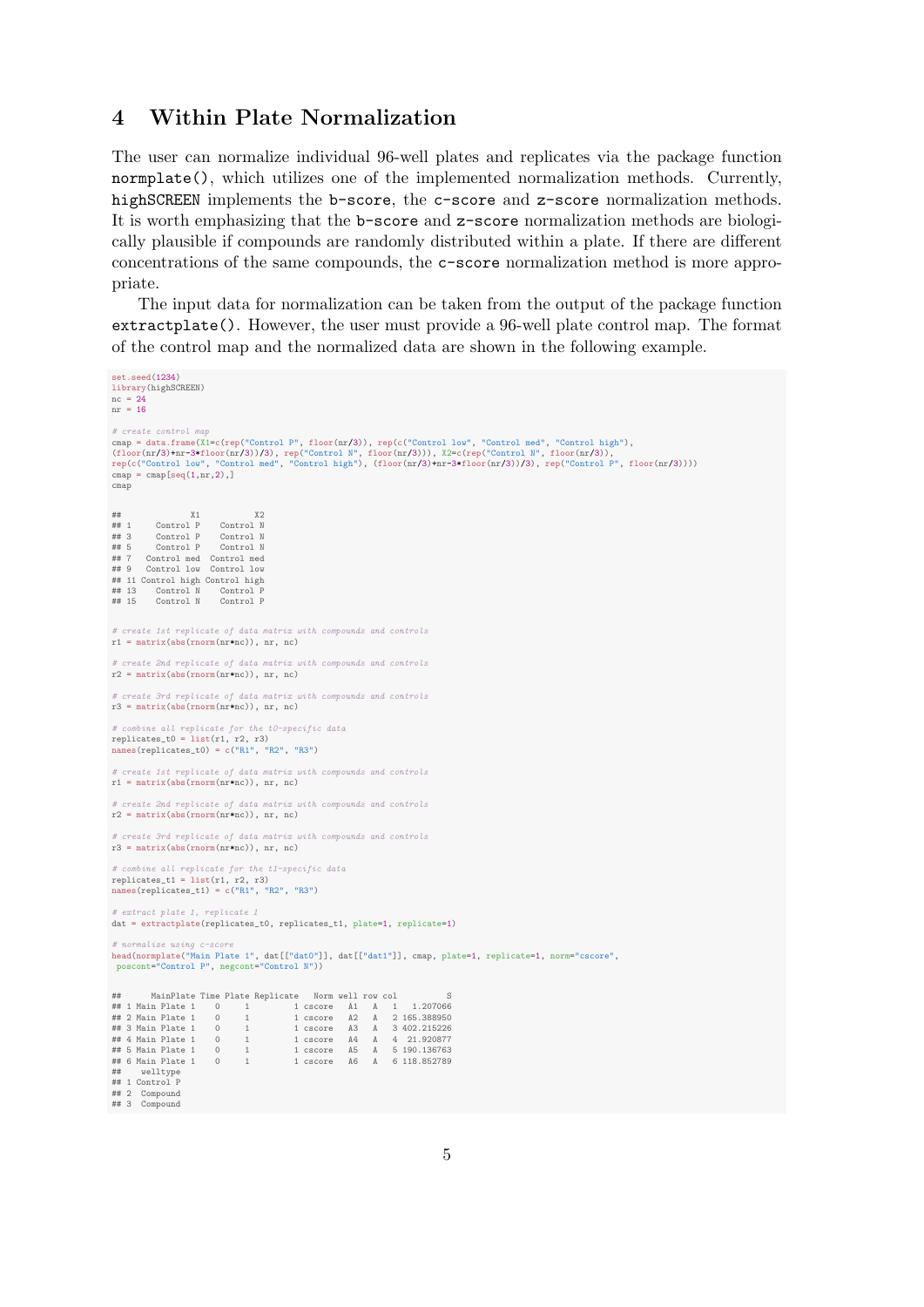# 4 Within Plate Normalization

The user can normalize individual 96-well plates and replicates via the package function `normplate()`, which utilizes one of the implemented normalization methods. Currently, `highSCREEN` implements the `b-score`, the `c-score` and `z-score` normalization methods. It is worth emphasizing that the `b-score` and `z-score` normalization methods are biologically plausible if compounds are randomly distributed within a plate. If there are different concentrations of the same compounds, the `c-score` normalization method is more appropriate.

The input data for normalization can be taken from the output of the package function `extractplate()`. However, the user must provide a 96-well plate control map. The format of the control map and the normalized data are shown in the following example.

```
set.seed(1234)
library(highSCREEN)
nc = 24
nr = 16

# create control map
cmap = data.frame(X1=c(rep("Control P", floor(nr/3)), rep(c("Control low", "Control med", "Control high"),
(floor(nr/3)+nr-3*floor(nr/3))/3), rep("Control N", floor(nr/3))), X2=c(rep("Control N", floor(nr/3)),
rep(c("Control low", "Control med", "Control high"), (floor(nr/3)+nr-3*floor(nr/3))/3), rep("Control P", floor(nr/3))))
cmap = cmap[seq(1,nr,2),]
cmap

##              X1           X2
## 1     Control P    Control N
## 3     Control P    Control N
## 5     Control P    Control N
## 7   Control med  Control med
## 9   Control low  Control low
## 11 Control high Control high
## 13    Control N    Control P
## 15    Control N    Control P

# create 1st replicate of data matrix with compounds and controls
r1 = matrix(abs(rnorm(nr*nc)), nr, nc)

# create 2nd replicate of data matrix with compounds and controls
r2 = matrix(abs(rnorm(nr*nc)), nr, nc)

# create 3rd replicate of data matrix with compounds and controls
r3 = matrix(abs(rnorm(nr*nc)), nr, nc)

# combine all replicate for the t0-specific data
replicates_t0 = list(r1, r2, r3)
names(replicates_t0) = c("R1", "R2", "R3")

# create 1st replicate of data matrix with compounds and controls
r1 = matrix(abs(rnorm(nr*nc)), nr, nc)

# create 2nd replicate of data matrix with compounds and controls
r2 = matrix(abs(rnorm(nr*nc)), nr, nc)

# create 3rd replicate of data matrix with compounds and controls
r3 = matrix(abs(rnorm(nr*nc)), nr, nc)

# combine all replicate for the t1-specific data
replicates_t1 = list(r1, r2, r3)
names(replicates_t1) = c("R1", "R2", "R3")

# extract plate 1, replicate 1
dat = extractplate(replicates_t0, replicates_t1, plate=1, replicate=1)

# normalize using c-score
head(normplate("Main Plate 1", dat[["dat0"]], dat[["dat1"]], cmap, plate=1, replicate=1, norm="cscore",
 poscont="Control P", negcont="Control N"))

##      MainPlate Time Plate Replicate   Norm well row col          S
## 1 Main Plate 1    0     1         1 cscore   A1   A   1   1.207066
## 2 Main Plate 1    0     1         1 cscore   A2   A   2 165.388950
## 3 Main Plate 1    0     1         1 cscore   A3   A   3 402.215226
## 4 Main Plate 1    0     1         1 cscore   A4   A   4  21.920877
## 5 Main Plate 1    0     1         1 cscore   A5   A   5 190.136763
## 6 Main Plate 1    0     1         1 cscore   A6   A   6 118.852789
##    welltype
## 1 Control P
## 2  Compound
## 3  Compound
```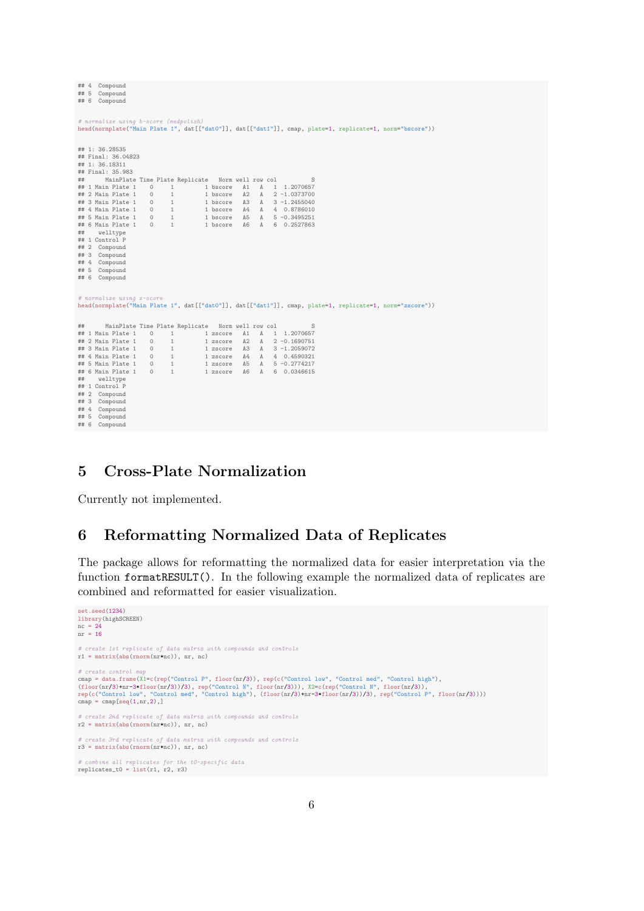```
## 4  Compound
## 5  Compound
## 6  Compound

# normalize using b-score (medpolish)
head(normplate("Main Plate 1", dat[["dat0"]], dat[["dat1"]], cmap, plate=1, replicate=1, norm="bscore"))

## 1: 36.28535
## Final: 36.04823
## 1: 36.18311
## Final: 35.983
##      MainPlate Time Plate Replicate   Norm well row col          S
## 1 Main Plate 1    0     1         1 bscore   A1   A   1  1.2070657
## 2 Main Plate 1    0     1         1 bscore   A2   A   2 -1.0373700
## 3 Main Plate 1    0     1         1 bscore   A3   A   3 -1.2455040
## 4 Main Plate 1    0     1         1 bscore   A4   A   4  0.8786010
## 5 Main Plate 1    0     1         1 bscore   A5   A   5 -0.3495251
## 6 Main Plate 1    0     1         1 bscore   A6   A   6  0.2527863
##    welltype
## 1 Control P
## 2  Compound
## 3  Compound
## 4  Compound
## 5  Compound
## 6  Compound

# normalize using z-score
head(normplate("Main Plate 1", dat[["dat0"]], dat[["dat1"]], cmap, plate=1, replicate=1, norm="zscore"))

##      MainPlate Time Plate Replicate   Norm well row col          S
## 1 Main Plate 1    0     1         1 zscore   A1   A   1  1.2070657
## 2 Main Plate 1    0     1         1 zscore   A2   A   2 -0.1690751
## 3 Main Plate 1    0     1         1 zscore   A3   A   3 -1.2059072
## 4 Main Plate 1    0     1         1 zscore   A4   A   4  0.4590321
## 5 Main Plate 1    0     1         1 zscore   A5   A   5 -0.2774217
## 6 Main Plate 1    0     1         1 zscore   A6   A   6  0.0346615
##    welltype
## 1 Control P
## 2  Compound
## 3  Compound
## 4  Compound
## 5  Compound
## 6  Compound
```

# 5 Cross-Plate Normalization

Currently not implemented.

# 6 Reformatting Normalized Data of Replicates

The package allows for reformatting the normalized data for easier interpretation via the function `formatRESULT()`. In the following example the normalized data of replicates are combined and reformatted for easier visualization.

```
set.seed(1234)
library(highSCREEN)
nc = 24
nr = 16

# create 1st replicate of data matrix with compounds and controls
r1 = matrix(abs(rnorm(nr*nc)), nr, nc)

# create control map
cmap = data.frame(X1=c(rep("Control P", floor(nr/3)), rep(c("Control low", "Control med", "Control high"),
(floor(nr/3)+nr-3*floor(nr/3))/3), rep("Control N", floor(nr/3))), X2=c(rep("Control N", floor(nr/3)),
rep(c("Control low", "Control med", "Control high"), (floor(nr/3)+nr-3*floor(nr/3))/3), rep("Control P", floor(nr/3))))
cmap = cmap[seq(1,nr,2),]

# create 2nd replicate of data matrix with compounds and controls
r2 = matrix(abs(rnorm(nr*nc)), nr, nc)

# create 3rd replicate of data matrix with compounds and controls
r3 = matrix(abs(rnorm(nr*nc)), nr, nc)

# combine all replicates for the t0-specific data
replicates_t0 = list(r1, r2, r3)
```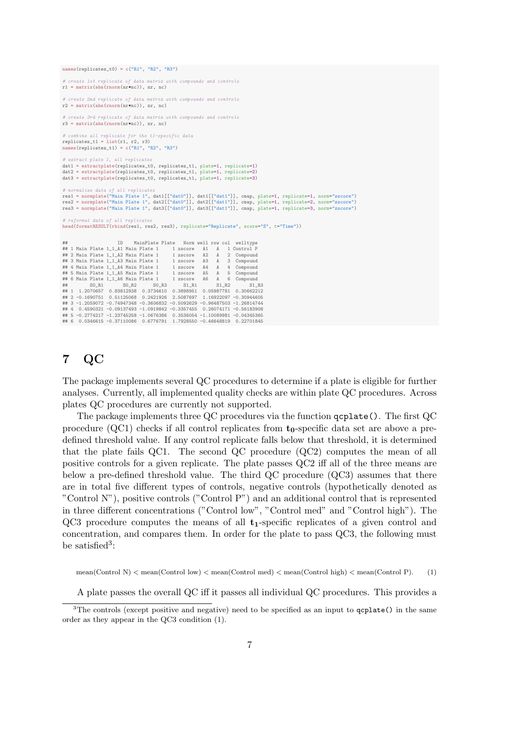```r
names(replicates_t0) = c("R1", "R2", "R3")

# create 1st replicate of data matrix with compounds and controls
r1 = matrix(abs(rnorm(nr*nc)), nr, nc)

# create 2nd replicate of data matrix with compounds and controls
r2 = matrix(abs(rnorm(nr*nc)), nr, nc)

# create 3rd replicate of data matrix with compounds and controls
r3 = matrix(abs(rnorm(nr*nc)), nr, nc)

# combine all replicate for the t1-specific data
replicates_t1 = list(r1, r2, r3)
names(replicates_t1) = c("R1", "R2", "R3")

# extract plate 1, all replicates
dat1 = extractplate(replicates_t0, replicates_t1, plate=1, replicate=1)
dat2 = extractplate(replicates_t0, replicates_t1, plate=1, replicate=2)
dat3 = extractplate(replicates_t0, replicates_t1, plate=1, replicate=3)

# normalize data of all replicates
res1 = normplate("Main Plate 1", dat1[["dat0"]], dat1[["dat1"]], cmap, plate=1, replicate=1, norm="zscore")
res2 = normplate("Main Plate 1", dat2[["dat0"]], dat2[["dat1"]], cmap, plate=1, replicate=2, norm="zscore")
res3 = normplate("Main Plate 1", dat3[["dat0"]], dat3[["dat1"]], cmap, plate=1, replicate=3, norm="zscore")

# reformat data of all replicates
head(formatRESULT(rbind(res1, res2, res3), replicate="Replicate", score="S", t="Time"))
```

```
##                  ID    MainPlate Plate   Norm well row col  welltype
## 1 Main Plate 1_1_A1 Main Plate 1     1 zscore   A1   A   1 Control P
## 2 Main Plate 1_1_A2 Main Plate 1     1 zscore   A2   A   2  Compound
## 3 Main Plate 1_1_A3 Main Plate 1     1 zscore   A3   A   3  Compound
## 4 Main Plate 1_1_A4 Main Plate 1     1 zscore   A4   A   4  Compound
## 5 Main Plate 1_1_A5 Main Plate 1     1 zscore   A5   A   5  Compound
## 6 Main Plate 1_1_A6 Main Plate 1     1 zscore   A6   A   6  Compound
##        S0_R1       S0_R2      S0_R3      S1_R1       S1_R2       S1_R3
## 1  1.2070657  0.83812938  0.3734610  0.3898951  0.05987781  0.30662212
## 2 -0.1690751  0.51125068  0.2421926  2.5087697  1.16922097 -0.30944605
## 3 -1.2059072 -0.74947348 -0.3606832 -0.5092629 -0.96487503 -1.26814744
## 4  0.4590321 -0.09137493 -1.0919842 -0.3357455  0.26074171 -0.56183908
## 5 -0.2774217 -1.23745258 -1.0676386  0.3536054 -1.10089981 -0.04345365
## 6  0.0346615 -0.37110086  0.6776791  1.7928550 -0.46648819  0.22701845
```

# 7 QC

The package implements several QC procedures to determine if a plate is eligible for further analyses. Currently, all implemented quality checks are within plate QC procedures. Across plates QC procedures are currently not supported.

The package implements three QC procedures via the function `qcplate()`. The first QC procedure (QC1) checks if all control replicates from $\mathbf{t_0}$-specific data set are above a pre-defined threshold value. If any control replicate falls below that threshold, it is determined that the plate fails QC1. The second QC procedure (QC2) computes the mean of all positive controls for a given replicate. The plate passes QC2 iff all of the three means are below a pre-defined threshold value. The third QC procedure (QC3) assumes that there are in total five different types of controls, negative controls (hypothetically denoted as "Control N"), positive controls ("Control P") and an additional control that is represented in three different concentrations ("Control low", "Control med" and "Control high"). The QC3 procedure computes the means of all $\mathbf{t_1}$-specific replicates of a given control and concentration, and compares them. In order for the plate to pass QC3, the following must be satisfied[3]:

$$\text{mean(Control N)} < \text{mean(Control low)} < \text{mean(Control med)} < \text{mean(Control high)} < \text{mean(Control P)}. \quad (1)$$

A plate passes the overall QC iff it passes all individual QC procedures. This provides a

[3] The controls (except positive and negative) need to be specified as an input to `qcplate()` in the same order as they appear in the QC3 condition (1).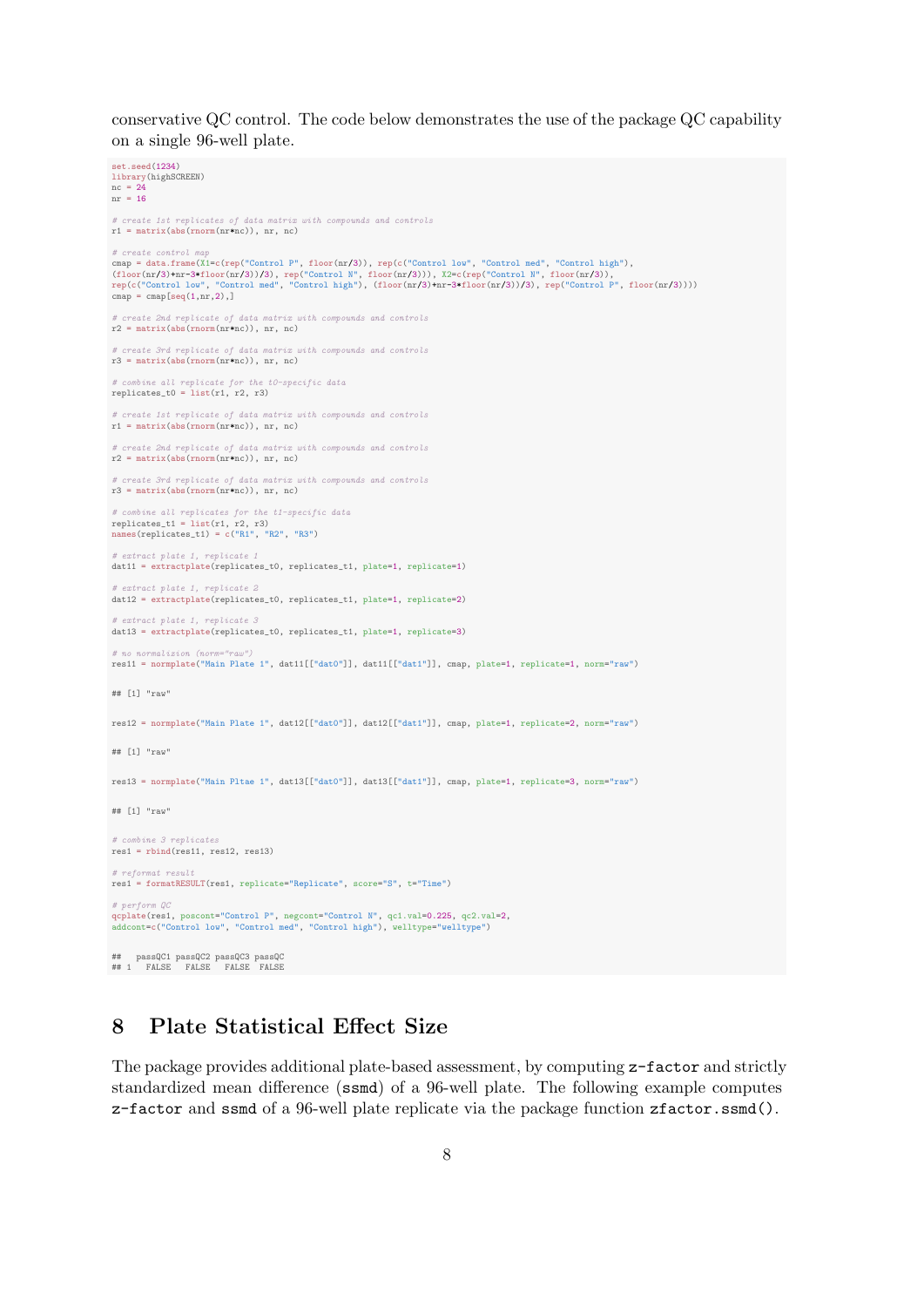conservative QC control. The code below demonstrates the use of the package QC capability on a single 96-well plate.

```
set.seed(1234)
library(highSCREEN)
nc = 24
nr = 16

# create 1st replicates of data matrix with compounds and controls
r1 = matrix(abs(rnorm(nr*nc)), nr, nc)

# create control map
cmap = data.frame(X1=c(rep("Control P", floor(nr/3)), rep(c("Control low", "Control med", "Control high"),
(floor(nr/3)+nr-3*floor(nr/3))/3), rep("Control N", floor(nr/3))), X2=c(rep("Control N", floor(nr/3)),
rep(c("Control low", "Control med", "Control high"), (floor(nr/3)+nr-3*floor(nr/3))/3), rep("Control P", floor(nr/3))))
cmap = cmap[seq(1,nr,2),]

# create 2nd replicate of data matrix with compounds and controls
r2 = matrix(abs(rnorm(nr*nc)), nr, nc)

# create 3rd replicate of data matrix with compounds and controls
r3 = matrix(abs(rnorm(nr*nc)), nr, nc)

# combine all replicate for the t0-specific data
replicates_t0 = list(r1, r2, r3)

# create 1st replicate of data matrix with compounds and controls
r1 = matrix(abs(rnorm(nr*nc)), nr, nc)

# create 2nd replicate of data matrix with compounds and controls
r2 = matrix(abs(rnorm(nr*nc)), nr, nc)

# create 3rd replicate of data matrix with compounds and controls
r3 = matrix(abs(rnorm(nr*nc)), nr, nc)

# combine all replicates for the t1-specific data
replicates_t1 = list(r1, r2, r3)
names(replicates_t1) = c("R1", "R2", "R3")

# extract plate 1, replicate 1
dat11 = extractplate(replicates_t0, replicates_t1, plate=1, replicate=1)

# extract plate 1, replicate 2
dat12 = extractplate(replicates_t0, replicates_t1, plate=1, replicate=2)

# extract plate 1, replicate 3
dat13 = extractplate(replicates_t0, replicates_t1, plate=1, replicate=3)

# no normalizion (norm="raw")
res11 = normplate("Main Plate 1", dat11[["dat0"]], dat11[["dat1"]], cmap, plate=1, replicate=1, norm="raw")

## [1] "raw"

res12 = normplate("Main Plate 1", dat12[["dat0"]], dat12[["dat1"]], cmap, plate=1, replicate=2, norm="raw")

## [1] "raw"

res13 = normplate("Main Pltae 1", dat13[["dat0"]], dat13[["dat1"]], cmap, plate=1, replicate=3, norm="raw")

## [1] "raw"

# combine 3 replicates
res1 = rbind(res11, res12, res13)

# reformat result
res1 = formatRESULT(res1, replicate="Replicate", score="S", t="Time")

# perform QC
qcplate(res1, poscont="Control P", negcont="Control N", qc1.val=0.225, qc2.val=2,
addcont=c("Control low", "Control med", "Control high"), welltype="welltype")

##   passQC1 passQC2 passQC3 passQC
## 1   FALSE   FALSE   FALSE  FALSE
```

## 8 Plate Statistical Effect Size

The package provides additional plate-based assessment, by computing `z-factor` and strictly standardized mean difference (`ssmd`) of a 96-well plate. The following example computes `z-factor` and `ssmd` of a 96-well plate replicate via the package function `zfactor.ssmd()`.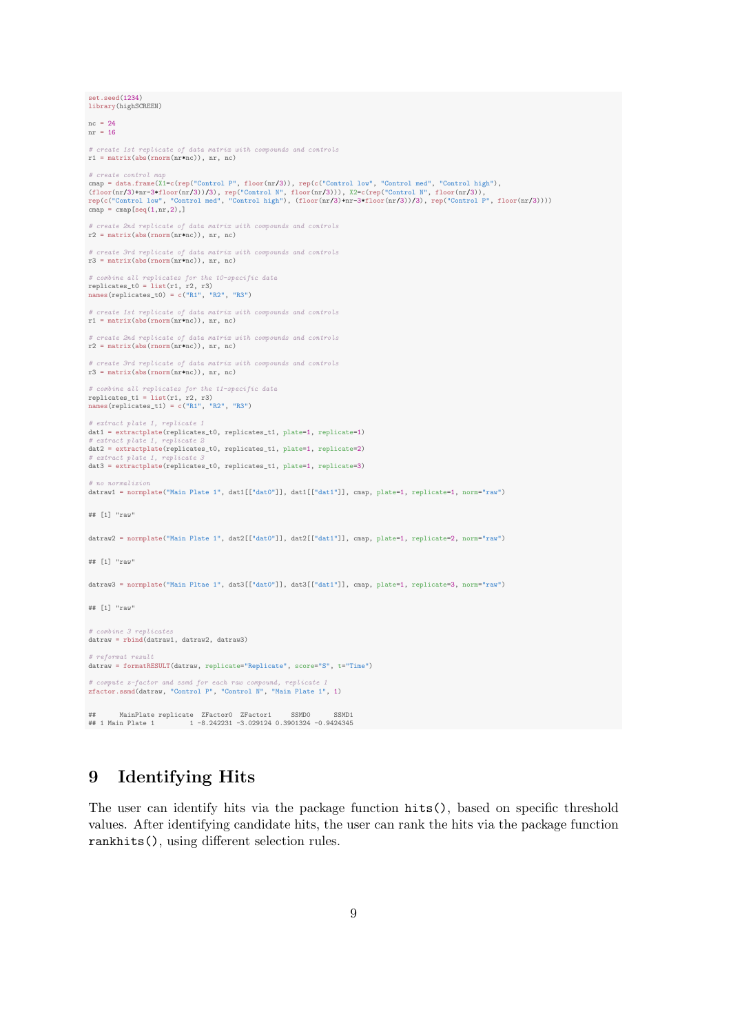```
set.seed(1234)
library(highSCREEN)

nc = 24
nr = 16

# create 1st replicate of data matrix with compounds and controls
r1 = matrix(abs(rnorm(nr*nc)), nr, nc)

# create control map
cmap = data.frame(X1=c(rep("Control P", floor(nr/3)), rep(c("Control low", "Control med", "Control high"),
(floor(nr/3)+nr-3*floor(nr/3))/3), rep("Control N", floor(nr/3))), X2=c(rep("Control N", floor(nr/3)),
rep(c("Control low", "Control med", "Control high"), (floor(nr/3)+nr-3*floor(nr/3))/3), rep("Control P", floor(nr/3))))
cmap = cmap[seq(1,nr,2),]

# create 2nd replicate of data matrix with compounds and controls
r2 = matrix(abs(rnorm(nr*nc)), nr, nc)

# create 3rd replicate of data matrix with compounds and controls
r3 = matrix(abs(rnorm(nr*nc)), nr, nc)

# combine all replicates for the t0-specific data
replicates_t0 = list(r1, r2, r3)
names(replicates_t0) = c("R1", "R2", "R3")

# create 1st replicate of data matrix with compounds and controls
r1 = matrix(abs(rnorm(nr*nc)), nr, nc)

# create 2nd replicate of data matrix with compounds and controls
r2 = matrix(abs(rnorm(nr*nc)), nr, nc)

# create 3rd replicate of data matrix with compounds and controls
r3 = matrix(abs(rnorm(nr*nc)), nr, nc)

# combine all replicates for the t1-specific data
replicates_t1 = list(r1, r2, r3)
names(replicates_t1) = c("R1", "R2", "R3")

# extract plate 1, replicate 1
dat1 = extractplate(replicates_t0, replicates_t1, plate=1, replicate=1)
# extract plate 1, replicate 2
dat2 = extractplate(replicates_t0, replicates_t1, plate=1, replicate=2)
# extract plate 1, replicate 3
dat3 = extractplate(replicates_t0, replicates_t1, plate=1, replicate=3)

# no normalization
datraw1 = normplate("Main Plate 1", dat1[["dat0"]], dat1[["dat1"]], cmap, plate=1, replicate=1, norm="raw")

## [1] "raw"

datraw2 = normplate("Main Plate 1", dat2[["dat0"]], dat2[["dat1"]], cmap, plate=1, replicate=2, norm="raw")

## [1] "raw"

datraw3 = normplate("Main Pltae 1", dat3[["dat0"]], dat3[["dat1"]], cmap, plate=1, replicate=3, norm="raw")

## [1] "raw"

# combine 3 replicates
datraw = rbind(datraw1, datraw2, datraw3)

# reformat result
datraw = formatRESULT(datraw, replicate="Replicate", score="S", t="Time")

# compute z-factor and ssmd for each raw compound, replicate 1
zfactor.ssmd(datraw, "Control P", "Control N", "Main Plate 1", 1)

##      MainPlate replicate  ZFactor0  ZFactor1     SSMD0      SSMD1
## 1 Main Plate 1         1 -8.242231 -3.029124 0.3901324 -0.9424345
```

# 9 Identifying Hits

The user can identify hits via the package function `hits()`, based on specific threshold values. After identifying candidate hits, the user can rank the hits via the package function `rankhits()`, using different selection rules.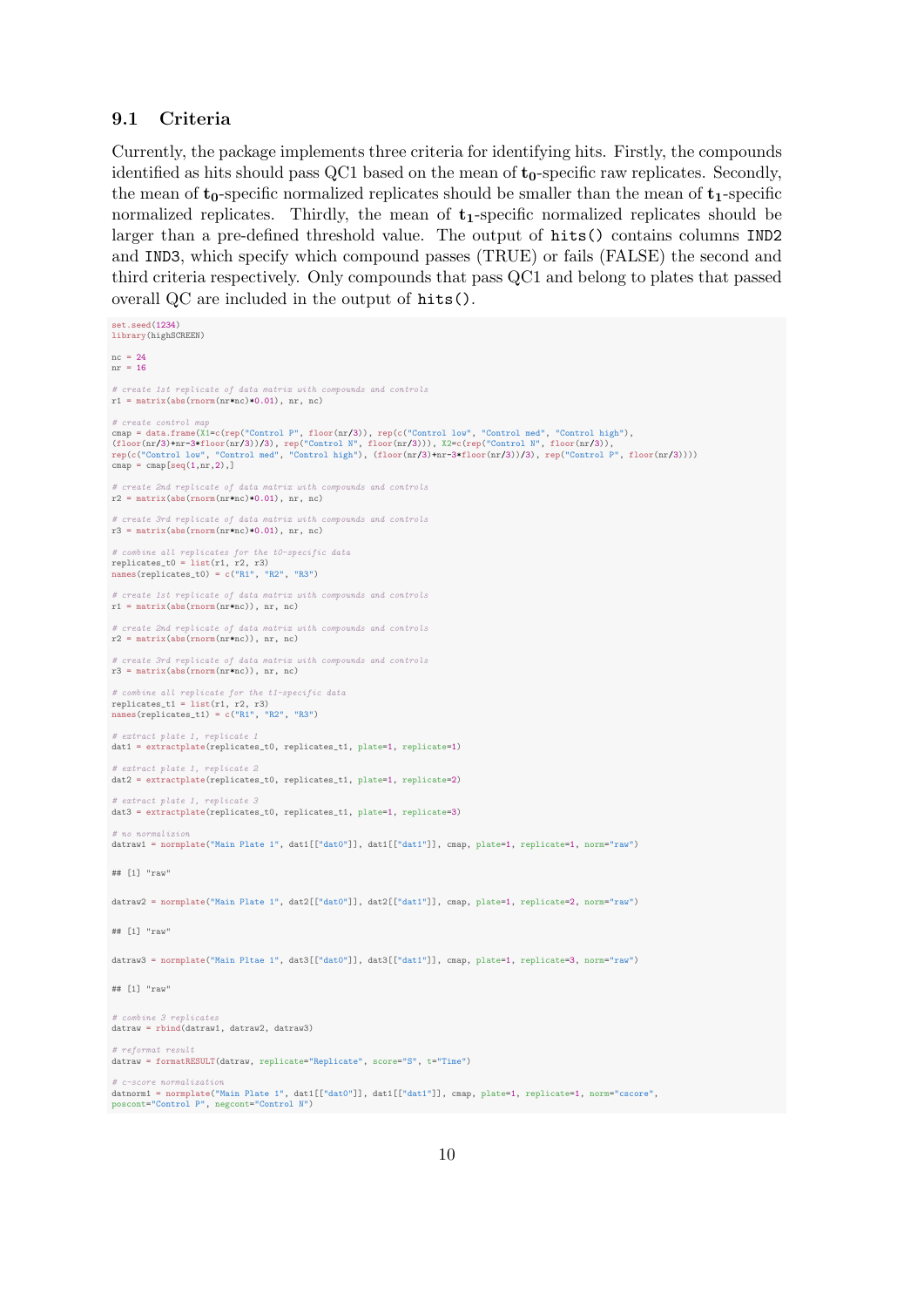### 9.1 Criteria

Currently, the package implements three criteria for identifying hits. Firstly, the compounds identified as hits should pass QC1 based on the mean of $\mathbf{t_0}$-specific raw replicates. Secondly, the mean of $\mathbf{t_0}$-specific normalized replicates should be smaller than the mean of $\mathbf{t_1}$-specific normalized replicates. Thirdly, the mean of $\mathbf{t_1}$-specific normalized replicates should be larger than a pre-defined threshold value. The output of `hits()` contains columns `IND2` and `IND3`, which specify which compound passes (TRUE) or fails (FALSE) the second and third criteria respectively. Only compounds that pass QC1 and belong to plates that passed overall QC are included in the output of `hits()`.

```
set.seed(1234)
library(highSCREEN)

nc = 24
nr = 16

# create 1st replicate of data matrix with compounds and controls
r1 = matrix(abs(rnorm(nr*nc)*0.01), nr, nc)

# create control map
cmap = data.frame(X1=c(rep("Control P", floor(nr/3)), rep(c("Control low", "Control med", "Control high"),
(floor(nr/3)+nr-3*floor(nr/3))/3), rep("Control N", floor(nr/3))), X2=c(rep("Control N", floor(nr/3)),
rep(c("Control low", "Control med", "Control high"), (floor(nr/3)+nr-3*floor(nr/3))/3), rep("Control P", floor(nr/3))))
cmap = cmap[seq(1,nr,2),]

# create 2nd replicate of data matrix with compounds and controls
r2 = matrix(abs(rnorm(nr*nc)*0.01), nr, nc)

# create 3rd replicate of data matrix with compounds and controls
r3 = matrix(abs(rnorm(nr*nc)*0.01), nr, nc)

# combine all replicates for the t0-specific data
replicates_t0 = list(r1, r2, r3)
names(replicates_t0) = c("R1", "R2", "R3")

# create 1st replicate of data matrix with compounds and controls
r1 = matrix(abs(rnorm(nr*nc)), nr, nc)

# create 2nd replicate of data matrix with compounds and controls
r2 = matrix(abs(rnorm(nr*nc)), nr, nc)

# create 3rd replicate of data matrix with compounds and controls
r3 = matrix(abs(rnorm(nr*nc)), nr, nc)

# combine all replicate for the t1-specific data
replicates_t1 = list(r1, r2, r3)
names(replicates_t1) = c("R1", "R2", "R3")

# extract plate 1, replicate 1
dat1 = extractplate(replicates_t0, replicates_t1, plate=1, replicate=1)

# extract plate 1, replicate 2
dat2 = extractplate(replicates_t0, replicates_t1, plate=1, replicate=2)

# extract plate 1, replicate 3
dat3 = extractplate(replicates_t0, replicates_t1, plate=1, replicate=3)

# no normalization
datraw1 = normplate("Main Plate 1", dat1[["dat0"]], dat1[["dat1"]], cmap, plate=1, replicate=1, norm="raw")

## [1] "raw"

datraw2 = normplate("Main Plate 1", dat2[["dat0"]], dat2[["dat1"]], cmap, plate=1, replicate=2, norm="raw")

## [1] "raw"

datraw3 = normplate("Main Pltae 1", dat3[["dat0"]], dat3[["dat1"]], cmap, plate=1, replicate=3, norm="raw")

## [1] "raw"

# combine 3 replicates
datraw = rbind(datraw1, datraw2, datraw3)

# reformat result
datraw = formatRESULT(datraw, replicate="Replicate", score="S", t="Time")

# c-score normalization
datnorm1 = normplate("Main Plate 1", dat1[["dat0"]], dat1[["dat1"]], cmap, plate=1, replicate=1, norm="cscore",
poscont="Control P", negcont="Control N")
```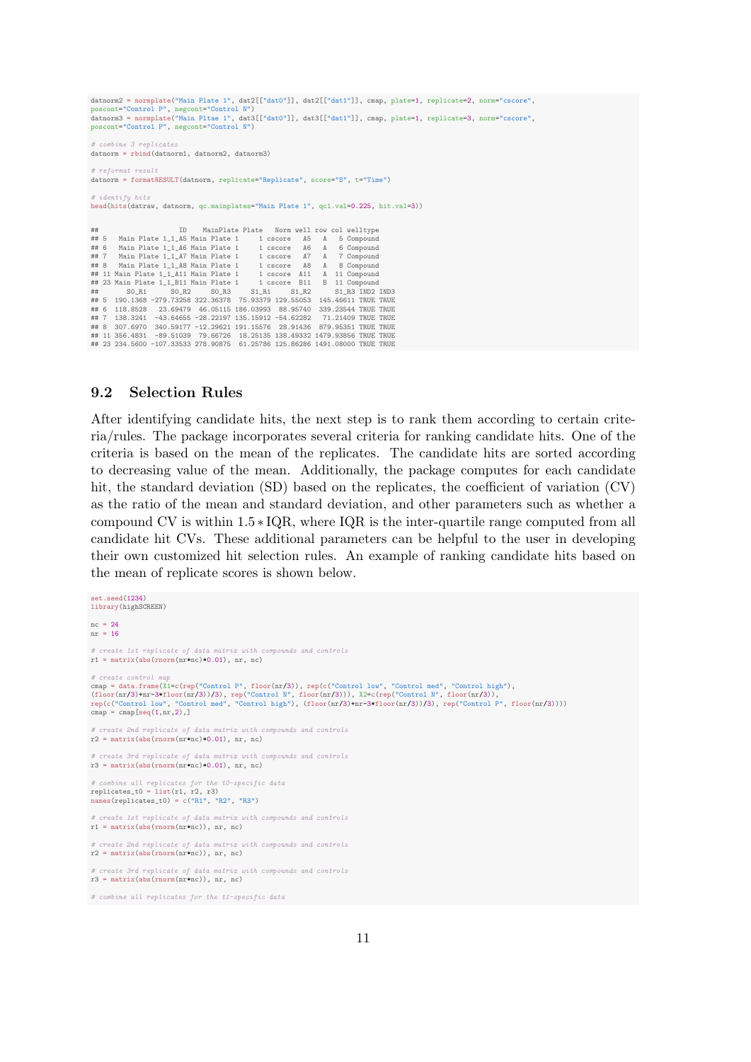```
datnorm2 = normplate("Main Plate 1", dat2[["dat0"]], dat2[["dat1"]], cmap, plate=1, replicate=2, norm="cscore",
poscont="Control P", negcont="Control N")
datnorm3 = normplate("Main Pltae 1", dat3[["dat0"]], dat3[["dat1"]], cmap, plate=1, replicate=3, norm="cscore",
poscont="Control P", negcont="Control N")

# combine 3 replicates
datnorm = rbind(datnorm1, datnorm2, datnorm3)

# reformat result
datnorm = formatRESULT(datnorm, replicate="Replicate", score="S", t="Time")

# identify hits
head(hits(datraw, datnorm, qc.mainplates="Main Plate 1", qc1.val=0.225, hit.val=3))


##                   ID    MainPlate Plate   Norm well row col welltype
## 5   Main Plate 1_1_A5 Main Plate 1     1 cscore   A5   A   5 Compound
## 6   Main Plate 1_1_A6 Main Plate 1     1 cscore   A6   A   6 Compound
## 7   Main Plate 1_1_A7 Main Plate 1     1 cscore   A7   A   7 Compound
## 8   Main Plate 1_1_A8 Main Plate 1     1 cscore   A8   A   8 Compound
## 11 Main Plate 1_1_A11 Main Plate 1     1 cscore  A11   A  11 Compound
## 23 Main Plate 1_1_B11 Main Plate 1     1 cscore  B11   B  11 Compound
##       S0_R1      S0_R2     S0_R3     S1_R1     S1_R2      S1_R3 IND2 IND3
## 5  190.1368 -279.73258 322.36378  75.93379 129.55053  145.46611 TRUE TRUE
## 6  118.8528   23.69479  46.05115 186.03993  88.95740  339.23544 TRUE TRUE
## 7  138.3241  -43.64655 -28.22197 135.15912 -54.62282   71.21409 TRUE TRUE
## 8  307.6970  340.59177 -12.29621 191.15576  28.91436  879.95351 TRUE TRUE
## 11 356.4831  -89.51039  79.66726  18.25135 138.49332 1479.93856 TRUE TRUE
## 23 234.5600 -107.33533 278.90875  61.25786 125.86286 1491.08000 TRUE TRUE
```

## 9.2 Selection Rules

After identifying candidate hits, the next step is to rank them according to certain criteria/rules. The package incorporates several criteria for ranking candidate hits. One of the criteria is based on the mean of the replicates. The candidate hits are sorted according to decreasing value of the mean. Additionally, the package computes for each candidate hit, the standard deviation (SD) based on the replicates, the coefficient of variation (CV) as the ratio of the mean and standard deviation, and other parameters such as whether a compound CV is within $1.5 * \text{IQR}$, where IQR is the inter-quartile range computed from all candidate hit CVs. These additional parameters can be helpful to the user in developing their own customized hit selection rules. An example of ranking candidate hits based on the mean of replicate scores is shown below.

```
set.seed(1234)
library(highSCREEN)

nc = 24
nr = 16

# create 1st replicate of data matrix with compounds and controls
r1 = matrix(abs(rnorm(nr*nc)*0.01), nr, nc)

# create control map
cmap = data.frame(X1=c(rep("Control P", floor(nr/3)), rep(c("Control low", "Control med", "Control high"),
(floor(nr/3)+nr-3*floor(nr/3))/3), rep("Control N", floor(nr/3))), X2=c(rep("Control N", floor(nr/3)),
rep(c("Control low", "Control med", "Control high"), (floor(nr/3)+nr-3*floor(nr/3))/3), rep("Control P", floor(nr/3))))
cmap = cmap[seq(1,nr,2),]

# create 2nd replicate of data matrix with compounds and controls
r2 = matrix(abs(rnorm(nr*nc)*0.01), nr, nc)

# create 3rd replicate of data matrix with compounds and controls
r3 = matrix(abs(rnorm(nr*nc)*0.01), nr, nc)

# combine all replicates for the t0-specific data
replicates_t0 = list(r1, r2, r3)
names(replicates_t0) = c("R1", "R2", "R3")

# create 1st replicate of data matrix with compounds and controls
r1 = matrix(abs(rnorm(nr*nc)), nr, nc)

# create 2nd replicate of data matrix with compounds and controls
r2 = matrix(abs(rnorm(nr*nc)), nr, nc)

# create 3rd replicate of data matrix with compounds and controls
r3 = matrix(abs(rnorm(nr*nc)), nr, nc)

# combine all replicates for the t1-specific data
```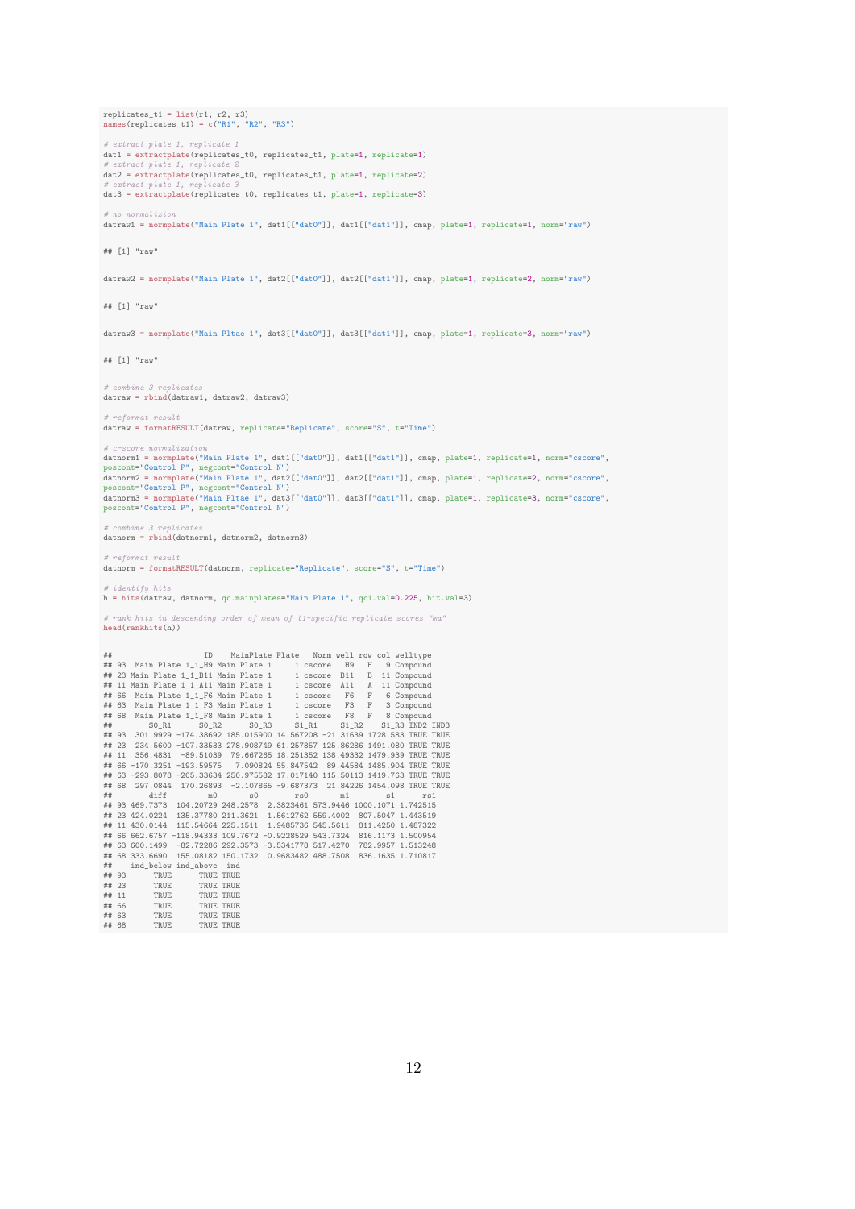```
replicates_t1 = list(r1, r2, r3)
names(replicates_t1) = c("R1", "R2", "R3")

# extract plate 1, replicate 1
dat1 = extractplate(replicates_t0, replicates_t1, plate=1, replicate=1)
# extract plate 1, replicate 2
dat2 = extractplate(replicates_t0, replicates_t1, plate=1, replicate=2)
# extract plate 1, replicate 3
dat3 = extractplate(replicates_t0, replicates_t1, plate=1, replicate=3)

# no normalization
datraw1 = normplate("Main Plate 1", dat1[["dat0"]], dat1[["dat1"]], cmap, plate=1, replicate=1, norm="raw")

## [1] "raw"

datraw2 = normplate("Main Plate 1", dat2[["dat0"]], dat2[["dat1"]], cmap, plate=1, replicate=2, norm="raw")

## [1] "raw"

datraw3 = normplate("Main Pltae 1", dat3[["dat0"]], dat3[["dat1"]], cmap, plate=1, replicate=3, norm="raw")

## [1] "raw"

# combine 3 replicates
datraw = rbind(datraw1, datraw2, datraw3)

# reformat result
datraw = formatRESULT(datraw, replicate="Replicate", score="S", t="Time")

# c-score normalization
datnorm1 = normplate("Main Plate 1", dat1[["dat0"]], dat1[["dat1"]], cmap, plate=1, replicate=1, norm="cscore",
poscont="Control P", negcont="Control N")
datnorm2 = normplate("Main Plate 1", dat2[["dat0"]], dat2[["dat1"]], cmap, plate=1, replicate=2, norm="cscore",
poscont="Control P", negcont="Control N")
datnorm3 = normplate("Main Pltae 1", dat3[["dat0"]], dat3[["dat1"]], cmap, plate=1, replicate=3, norm="cscore",
poscont="Control P", negcont="Control N")

# combine 3 replicates
datnorm = rbind(datnorm1, datnorm2, datnorm3)

# reformat result
datnorm = formatRESULT(datnorm, replicate="Replicate", score="S", t="Time")

# identify hits
h = hits(datraw, datnorm, qc.mainplates="Main Plate 1", qc1.val=0.225, hit.val=3)

# rank hits in descending order of mean of t1-specific replicate scores "ma"
head(rankhits(h))

##                    ID    MainPlate Plate   Norm well row col welltype
## 93  Main Plate 1_1_H9 Main Plate 1     1 cscore   H9   H   9 Compound
## 23 Main Plate 1_1_B11 Main Plate 1     1 cscore  B11   B  11 Compound
## 11 Main Plate 1_1_A11 Main Plate 1     1 cscore  A11   A  11 Compound
## 66  Main Plate 1_1_F6 Main Plate 1     1 cscore   F6   F   6 Compound
## 63  Main Plate 1_1_F3 Main Plate 1     1 cscore   F3   F   3 Compound
## 68  Main Plate 1_1_F8 Main Plate 1     1 cscore   F8   F   8 Compound
##        S0_R1      S0_R2      S0_R3     S1_R1     S1_R2    S1_R3 IND2 IND3
## 93  301.9929 -174.38692 185.015900 14.567208 -21.31639 1728.583 TRUE TRUE
## 23  234.5600 -107.33533 278.908749 61.257857 125.86286 1491.080 TRUE TRUE
## 11  356.4831  -89.51039  79.667265 18.251352 138.49332 1479.939 TRUE TRUE
## 66 -170.3251 -193.59575   7.090824 55.847542  89.44584 1485.904 TRUE TRUE
## 63 -293.8078 -205.33634 250.975582 17.017140 115.50113 1419.763 TRUE TRUE
## 68  297.0844  170.26893  -2.107865 -9.687373  21.84226 1454.098 TRUE TRUE
##        diff         m0       s0        rs0       m1        s1      rs1
## 93 469.7373  104.20729 248.2578  2.3823461 573.9446 1000.1071 1.742515
## 23 424.0224  135.37780 211.3621  1.5612762 559.4002  807.5047 1.443519
## 11 430.0144  115.54664 225.1511  1.9485736 545.5611  811.4250 1.487322
## 66 662.6757 -118.94333 109.7672 -0.9228529 543.7324  816.1173 1.500954
## 63 600.1499  -82.72286 292.3573 -3.5341778 517.4270  782.9957 1.513248
## 68 333.6690  155.08182 150.1732  0.9683482 488.7508  836.1635 1.710817
##    ind_below ind_above  ind
## 93      TRUE      TRUE TRUE
## 23      TRUE      TRUE TRUE
## 11      TRUE      TRUE TRUE
## 66      TRUE      TRUE TRUE
## 63      TRUE      TRUE TRUE
## 68      TRUE      TRUE TRUE
```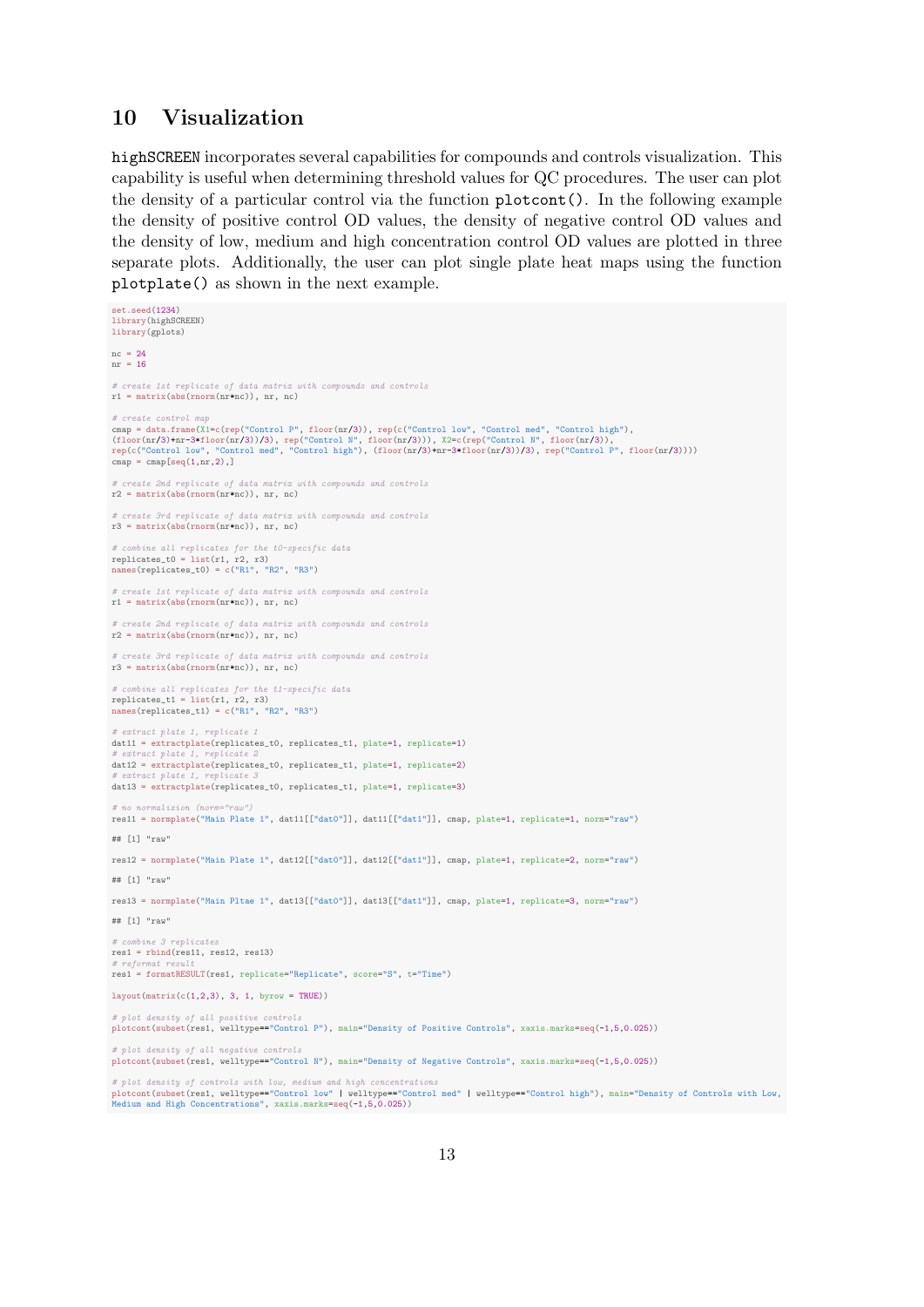## 10 Visualization

`highSCREEN` incorporates several capabilities for compounds and controls visualization. This capability is useful when determining threshold values for QC procedures. The user can plot the density of a particular control via the function `plotcont()`. In the following example the density of positive control OD values, the density of negative control OD values and the density of low, medium and high concentration control OD values are plotted in three separate plots. Additionally, the user can plot single plate heat maps using the function `plotplate()` as shown in the next example.

```
set.seed(1234)
library(highSCREEN)
library(gplots)

nc = 24
nr = 16

# create 1st replicate of data matrix with compounds and controls
r1 = matrix(abs(rnorm(nr*nc)), nr, nc)

# create control map
cmap = data.frame(X1=c(rep("Control P", floor(nr/3)), rep(c("Control low", "Control med", "Control high"),
(floor(nr/3)+nr-3*floor(nr/3))/3), rep("Control N", floor(nr/3))), X2=c(rep("Control N", floor(nr/3)),
rep(c("Control low", "Control med", "Control high"), (floor(nr/3)+nr-3*floor(nr/3))/3), rep("Control P", floor(nr/3))))
cmap = cmap[seq(1,nr,2),]

# create 2nd replicate of data matrix with compounds and controls
r2 = matrix(abs(rnorm(nr*nc)), nr, nc)

# create 3rd replicate of data matrix with compounds and controls
r3 = matrix(abs(rnorm(nr*nc)), nr, nc)

# combine all replicates for the t0-specific data
replicates_t0 = list(r1, r2, r3)
names(replicates_t0) = c("R1", "R2", "R3")

# create 1st replicate of data matrix with compounds and controls
r1 = matrix(abs(rnorm(nr*nc)), nr, nc)

# create 2nd replicate of data matrix with compounds and controls
r2 = matrix(abs(rnorm(nr*nc)), nr, nc)

# create 3rd replicate of data matrix with compounds and controls
r3 = matrix(abs(rnorm(nr*nc)), nr, nc)

# combine all replicates for the t1-specific data
replicates_t1 = list(r1, r2, r3)
names(replicates_t1) = c("R1", "R2", "R3")

# extract plate 1, replicate 1
dat11 = extractplate(replicates_t0, replicates_t1, plate=1, replicate=1)
# extract plate 1, replicate 2
dat12 = extractplate(replicates_t0, replicates_t1, plate=1, replicate=2)
# extract plate 1, replicate 3
dat13 = extractplate(replicates_t0, replicates_t1, plate=1, replicate=3)

# no normalization (norm="raw")
res11 = normplate("Main Plate 1", dat11[["dat0"]], dat11[["dat1"]], cmap, plate=1, replicate=1, norm="raw")

## [1] "raw"

res12 = normplate("Main Plate 1", dat12[["dat0"]], dat12[["dat1"]], cmap, plate=1, replicate=2, norm="raw")

## [1] "raw"

res13 = normplate("Main Pltae 1", dat13[["dat0"]], dat13[["dat1"]], cmap, plate=1, replicate=3, norm="raw")

## [1] "raw"

# combine 3 replicates
res1 = rbind(res11, res12, res13)
# reformat result
res1 = formatRESULT(res1, replicate="Replicate", score="S", t="Time")

layout(matrix(c(1,2,3), 3, 1, byrow = TRUE))

# plot density of all positive controls
plotcont(subset(res1, welltype=="Control P"), main="Density of Positive Controls", xaxis.marks=seq(-1,5,0.025))

# plot density of all negative controls
plotcont(subset(res1, welltype=="Control N"), main="Density of Negative Controls", xaxis.marks=seq(-1,5,0.025))

# plot density of controls with low, medium and high concentrations
plotcont(subset(res1, welltype=="Control low" | welltype=="Control med" | welltype=="Control high"), main="Density of Controls with Low,
Medium and High Concentrations", xaxis.marks=seq(-1,5,0.025))
```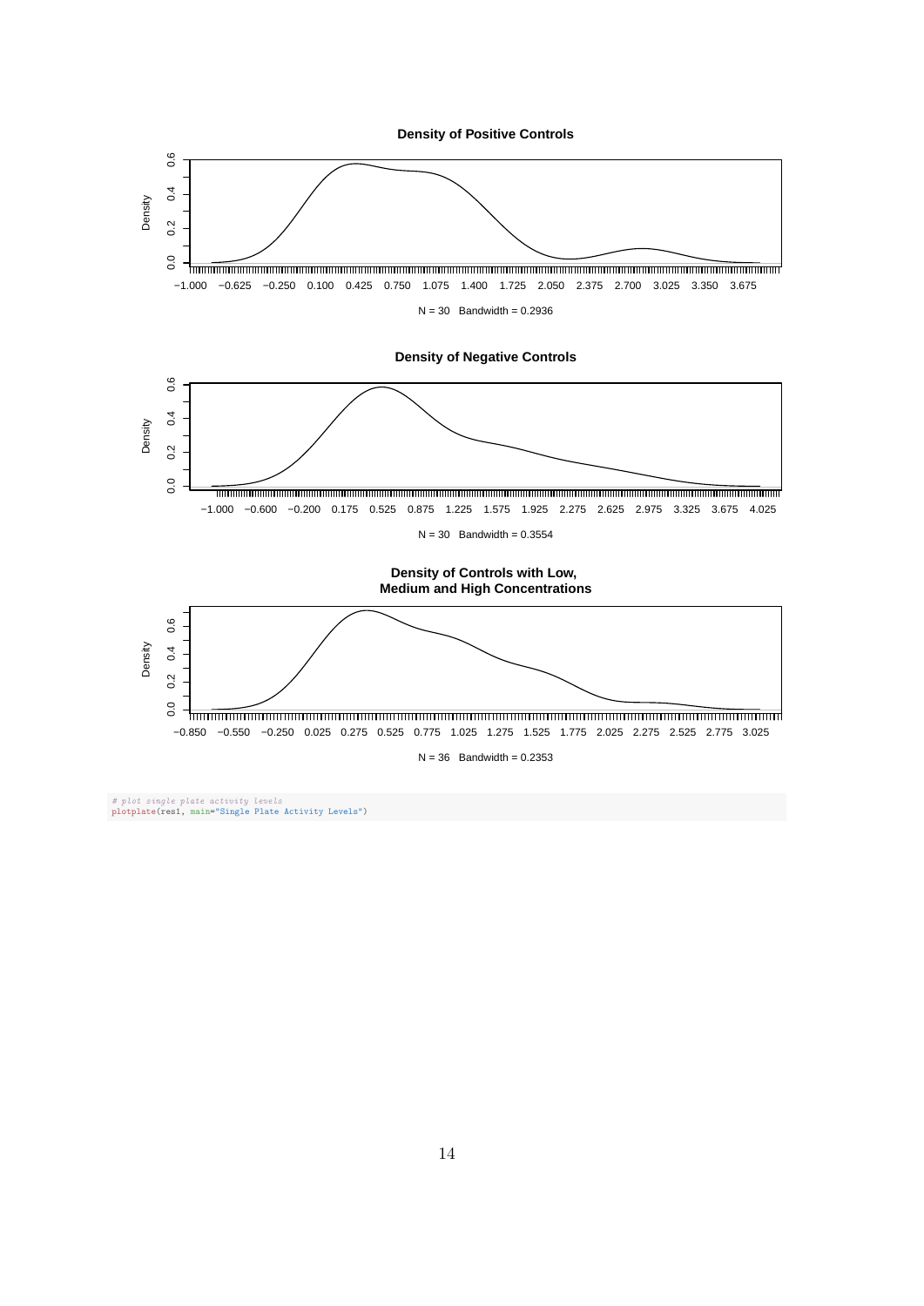```
# plot single plate activity levels
plotplate(res1, main="Single Plate Activity Levels")
```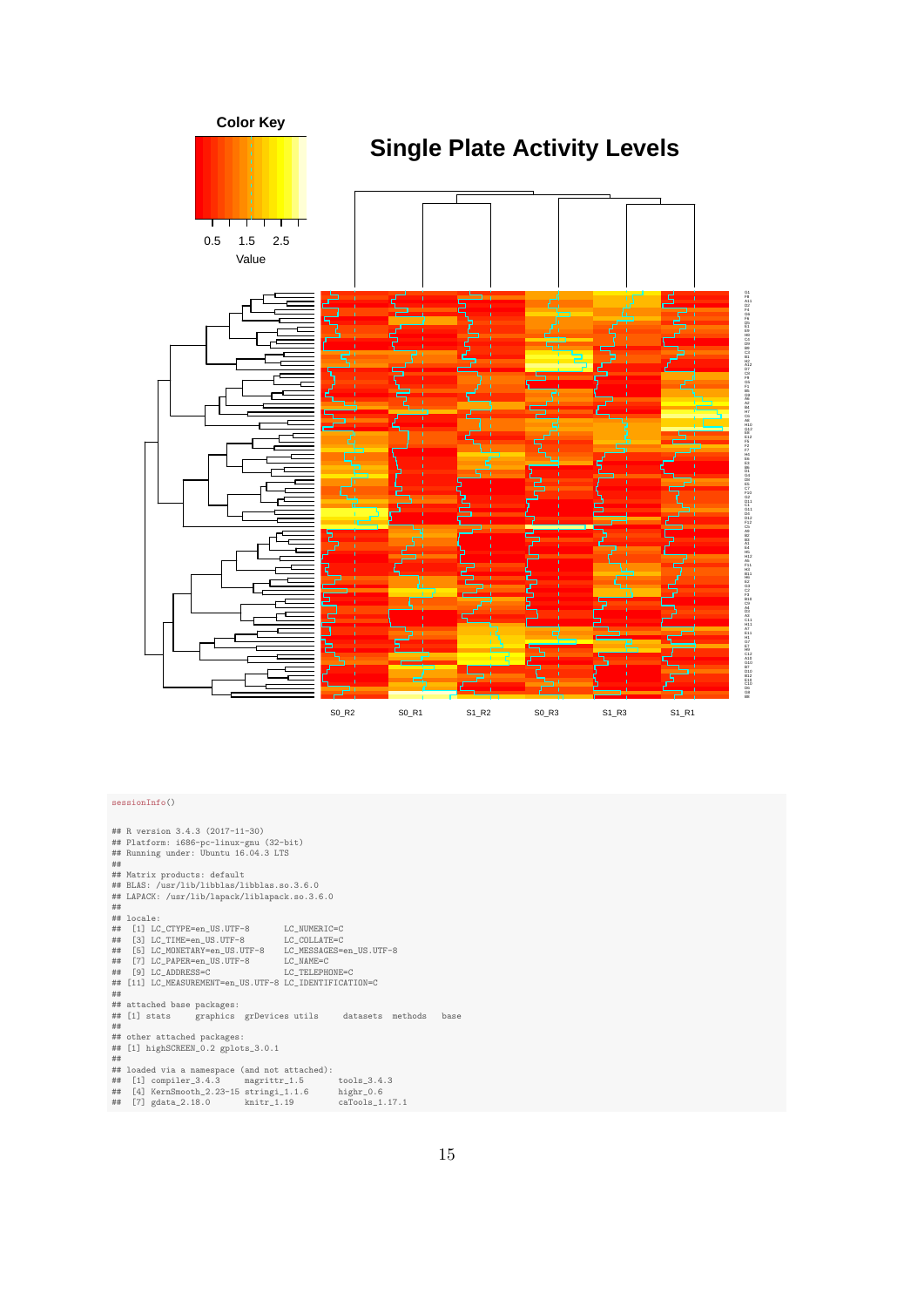```
sessionInfo()

## R version 3.4.3 (2017-11-30)
## Platform: i686-pc-linux-gnu (32-bit)
## Running under: Ubuntu 16.04.3 LTS
##
## Matrix products: default
## BLAS: /usr/lib/libblas/libblas.so.3.6.0
## LAPACK: /usr/lib/lapack/liblapack.so.3.6.0
##
## locale:
##  [1] LC_CTYPE=en_US.UTF-8       LC_NUMERIC=C
##  [3] LC_TIME=en_US.UTF-8        LC_COLLATE=C
##  [5] LC_MONETARY=en_US.UTF-8    LC_MESSAGES=en_US.UTF-8
##  [7] LC_PAPER=en_US.UTF-8       LC_NAME=C
##  [9] LC_ADDRESS=C               LC_TELEPHONE=C
## [11] LC_MEASUREMENT=en_US.UTF-8 LC_IDENTIFICATION=C
##
## attached base packages:
## [1] stats     graphics  grDevices utils     datasets  methods   base
##
## other attached packages:
## [1] highSCREEN_0.2 gplots_3.0.1
##
## loaded via a namespace (and not attached):
## [1] compiler_3.4.3     magrittr_1.5       tools_3.4.3
## [4] KernSmooth_2.23-15 stringi_1.1.6      highr_0.6
## [7] gdata_2.18.0       knitr_1.19         caTools_1.17.1
```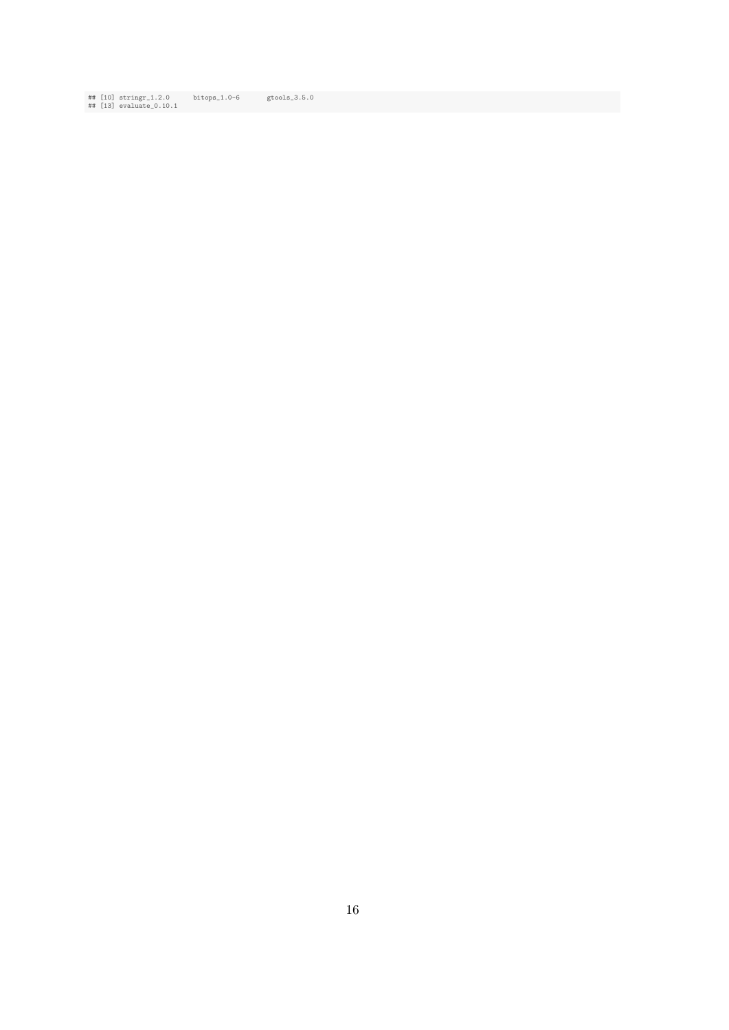```
## [10] stringr_1.2.0      bitops_1.0-6       gtools_3.5.0
## [13] evaluate_0.10.1
```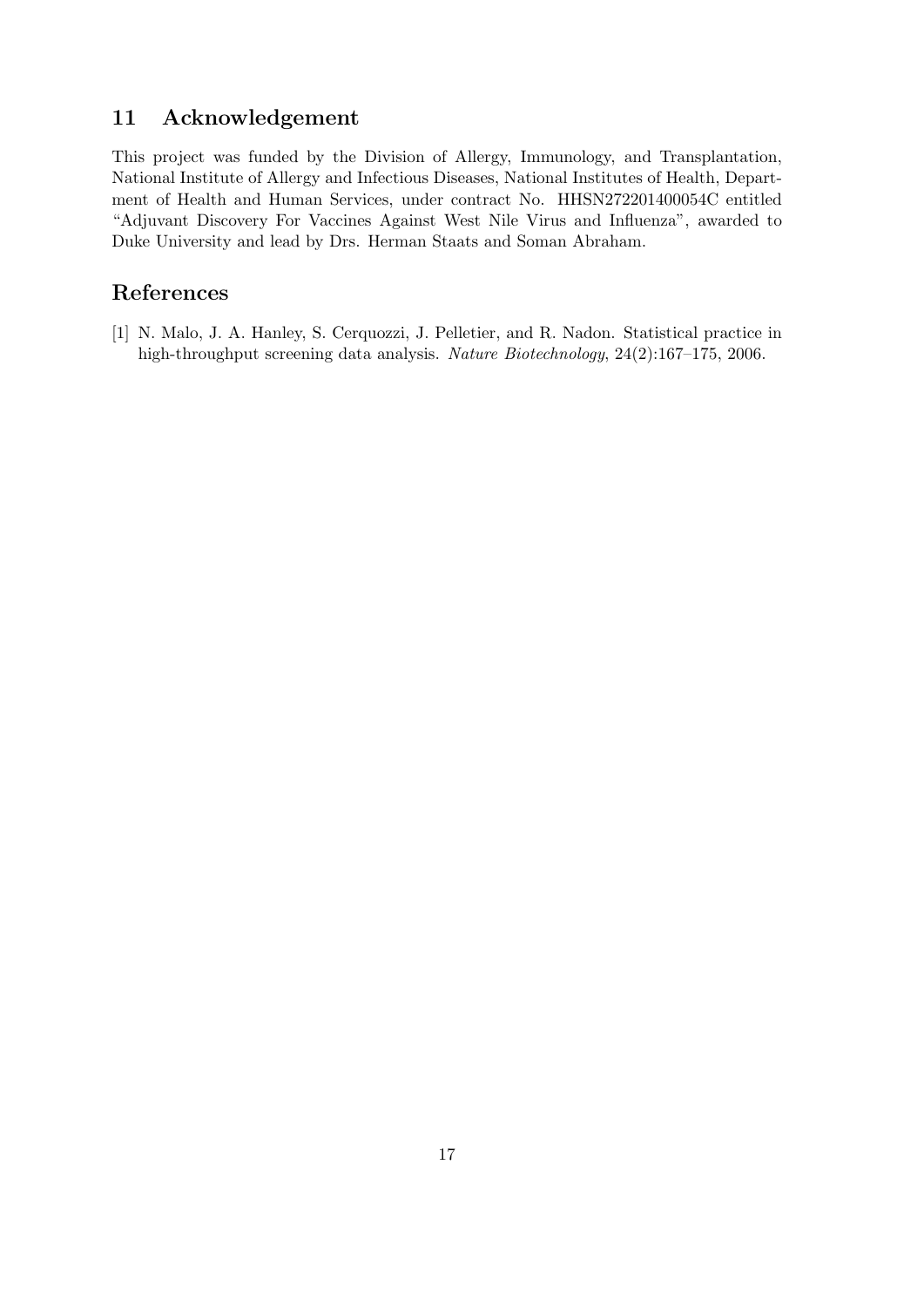## 11 Acknowledgement

This project was funded by the Division of Allergy, Immunology, and Transplantation, National Institute of Allergy and Infectious Diseases, National Institutes of Health, Department of Health and Human Services, under contract No. HHSN272201400054C entitled "Adjuvant Discovery For Vaccines Against West Nile Virus and Influenza", awarded to Duke University and lead by Drs. Herman Staats and Soman Abraham.

## References

[1] N. Malo, J. A. Hanley, S. Cerquozzi, J. Pelletier, and R. Nadon. Statistical practice in high-throughput screening data analysis. *Nature Biotechnology*, 24(2):167–175, 2006.